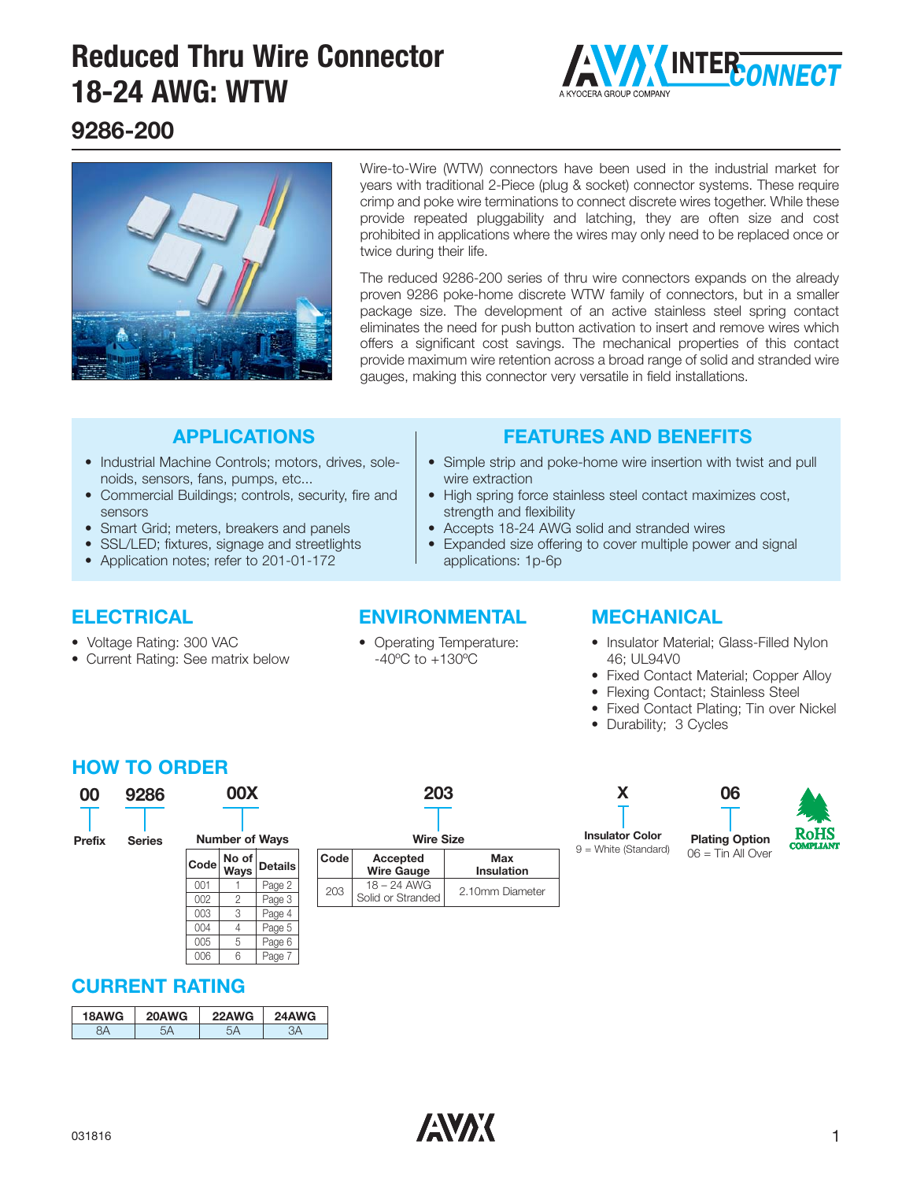# Reduced Thru Wire Connector 18-24 AWG: WTW

## 9286-200

Wire-to-Wire (WTW) connectors have been used in the industrial market for years with traditional 2-Piece (plug & socket) connector systems. These require crimp and poke wire terminations to connect discrete wires together. While these provide repeated pluggability and latching, they are often size and cost prohibited in applications where the wires may only need to be replaced once or twice during their life.

The reduced 9286-200 series of thru wire connectors expands on the already proven 9286 poke-home discrete WTW family of connectors, but in a smaller package size. The development of an active stainless steel spring contact eliminates the need for push button activation to insert and remove wires which offers a significant cost savings. The mechanical properties of this contact provide maximum wire retention across a broad range of solid and stranded wire gauges, making this connector very versatile in field installations.

### APPLICATIONS

- Industrial Machine Controls; motors, drives, solenoids, sensors, fans, pumps, etc...
- Commercial Buildings; controls, security, fire and sensors
- Smart Grid; meters, breakers and panels
- SSL/LED; fixtures, signage and streetlights
- Application notes; refer to 201-01-172

### FEATURES AND BENEFITS

- Simple strip and poke-home wire insertion with twist and pull wire extraction
- High spring force stainless steel contact maximizes cost, strength and flexibility
- Accepts 18-24 AWG solid and stranded wires
- Expanded size offering to cover multiple power and signal applications: 1p-6p

### ELECTRICAL

- Voltage Rating: 300 VAC
- Current Rating: See matrix below

### ENVIRONMENTAL

- Operating Temperature: -40ºC to +130ºC

### MECHANICAL

- Insulator Material; Glass-Filled Nylon 46; UL94V0
- Fixed Contact Material; Copper Alloy
- Flexing Contact; Stainless Steel
- Fixed Contact Plating; Tin over Nickel
- Durability; 3 Cycles

### HOW TO ORDER

**00** — Prefix
**9286** — Series
**00X** — Number of Ways
**203** — Wire Size
**X** — Insulator Color: 9 = White (Standard)
**06** — Plating Option: 06 = Tin All Over

RoHS COMPLIANT

**Number of Ways**

| Code | No of Ways | Details |
|---|---|---|
| 001 | 1 | Page 2 |
| 002 | 2 | Page 3 |
| 003 | 3 | Page 4 |
| 004 | 4 | Page 5 |
| 005 | 5 | Page 6 |
| 006 | 6 | Page 7 |

**Wire Size**

| Code | Accepted Wire Gauge | Max Insulation |
|---|---|---|
| 203 | 18 – 24 AWG Solid or Stranded | 2.10mm Diameter |

### CURRENT RATING

| 18AWG | 20AWG | 22AWG | 24AWG |
|---|---|---|---|
| 8A | 5A | 5A | 3A |

031816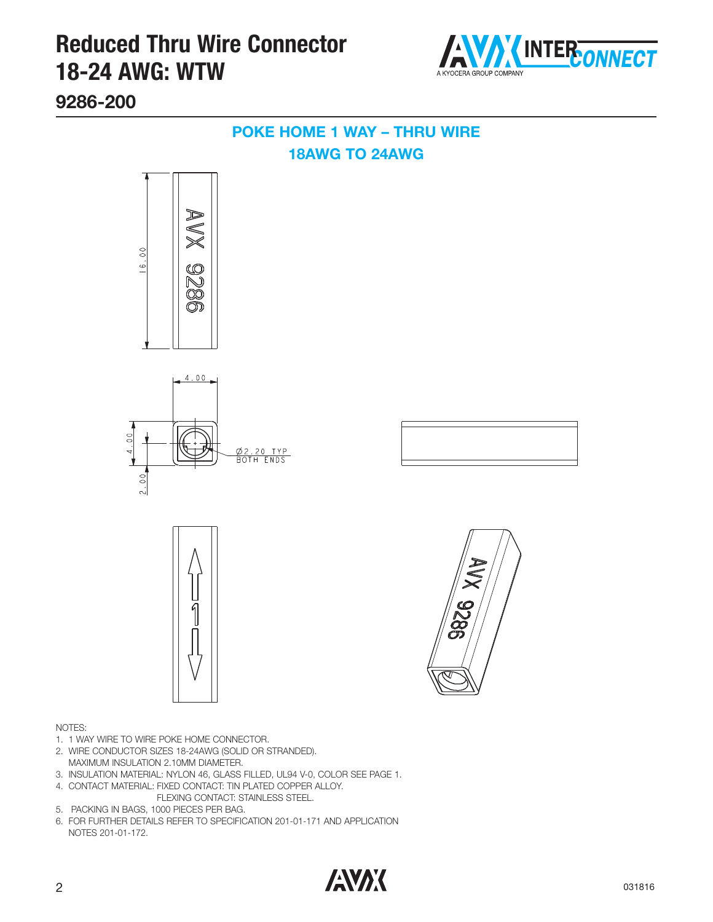# Reduced Thru Wire Connector 18-24 AWG: WTW

## 9286-200

### POKE HOME 1 WAY – THRU WIRE 18AWG TO 24AWG

16.00

AVX 9286

4.00

4.00

2.00

Ø2.20 TYP
BOTH ENDS

1

AVX 9286

NOTES:

1. 1 WAY WIRE TO WIRE POKE HOME CONNECTOR.
2. WIRE CONDUCTOR SIZES 18-24AWG (SOLID OR STRANDED).
   MAXIMUM INSULATION 2.10MM DIAMETER.
3. INSULATION MATERIAL: NYLON 46, GLASS FILLED, UL94 V-0, COLOR SEE PAGE 1.
4. CONTACT MATERIAL: FIXED CONTACT: TIN PLATED COPPER ALLOY.
   FLEXING CONTACT: STAINLESS STEEL.
5. PACKING IN BAGS, 1000 PIECES PER BAG.
6. FOR FURTHER DETAILS REFER TO SPECIFICATION 201-01-171 AND APPLICATION NOTES 201-01-172.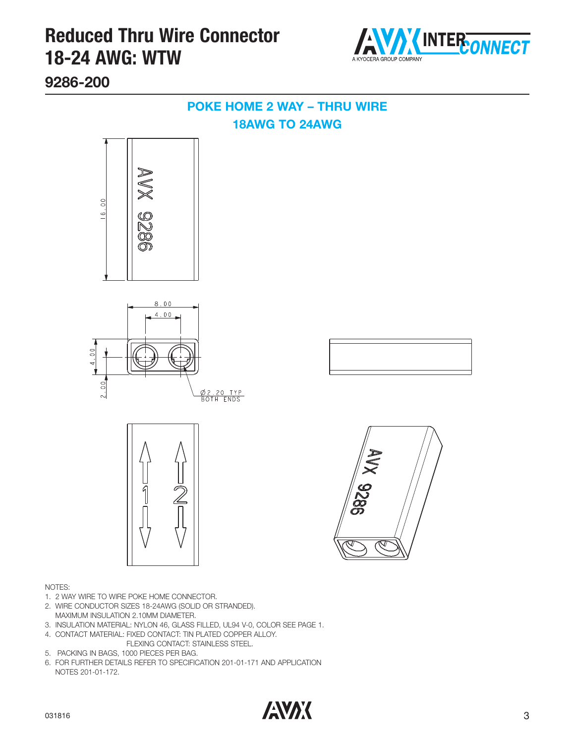# Reduced Thru Wire Connector 18-24 AWG: WTW

## 9286-200

### POKE HOME 2 WAY – THRU WIRE
### 18AWG TO 24AWG

NOTES:

1. 2 WAY WIRE TO WIRE POKE HOME CONNECTOR.
2. WIRE CONDUCTOR SIZES 18-24AWG (SOLID OR STRANDED).
   MAXIMUM INSULATION 2.10MM DIAMETER.
3. INSULATION MATERIAL: NYLON 46, GLASS FILLED, UL94 V-0, COLOR SEE PAGE 1.
4. CONTACT MATERIAL: FIXED CONTACT: TIN PLATED COPPER ALLOY.
   FLEXING CONTACT: STAINLESS STEEL.
5. PACKING IN BAGS, 1000 PIECES PER BAG.
6. FOR FURTHER DETAILS REFER TO SPECIFICATION 201-01-171 AND APPLICATION NOTES 201-01-172.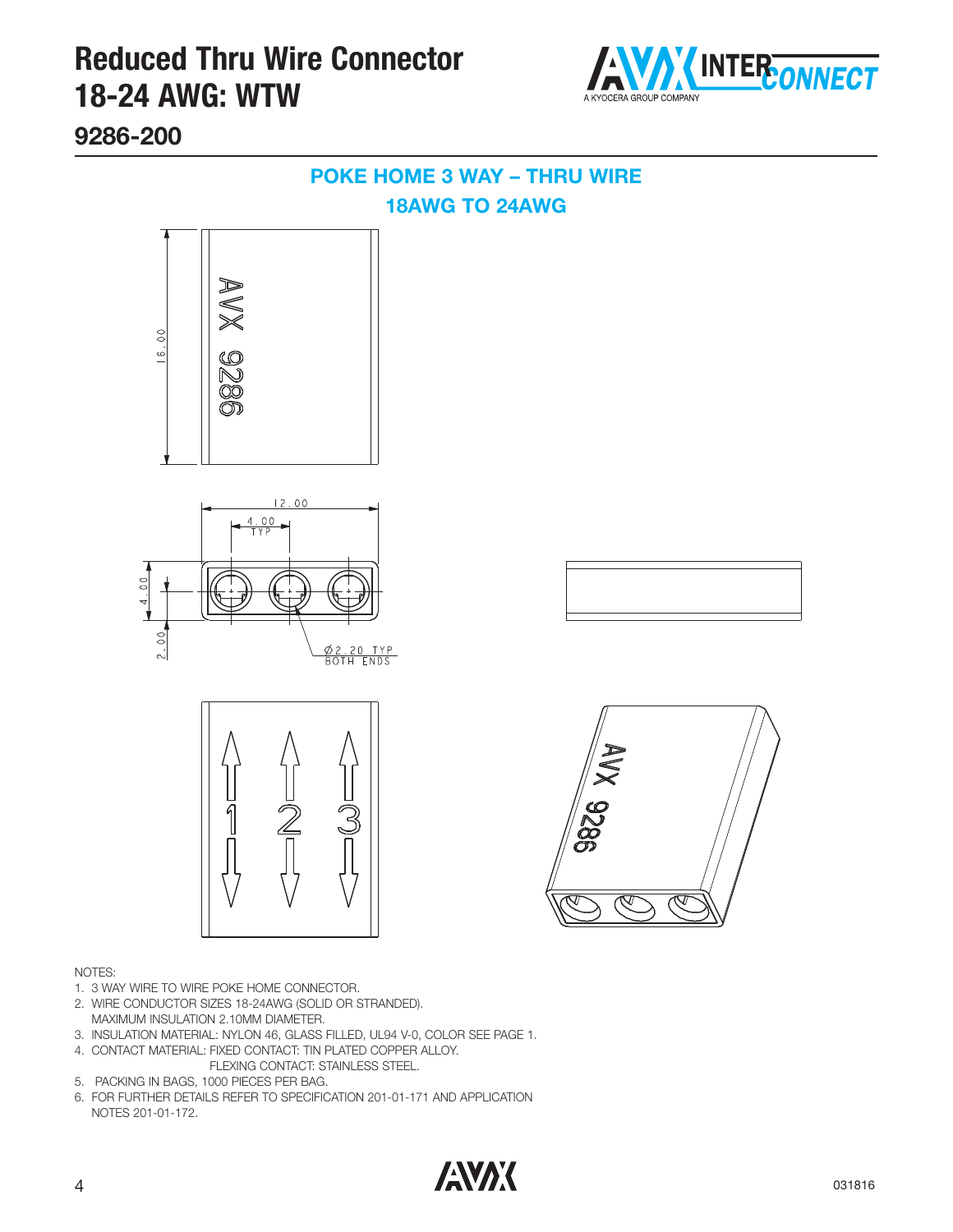# Reduced Thru Wire Connector 18-24 AWG: WTW

## 9286-200

### POKE HOME 3 WAY – THRU WIRE 18AWG TO 24AWG

NOTES:

1. 3 WAY WIRE TO WIRE POKE HOME CONNECTOR.
2. WIRE CONDUCTOR SIZES 18-24AWG (SOLID OR STRANDED). MAXIMUM INSULATION 2.10MM DIAMETER.
3. INSULATION MATERIAL: NYLON 46, GLASS FILLED, UL94 V-0, COLOR SEE PAGE 1.
4. CONTACT MATERIAL: FIXED CONTACT: TIN PLATED COPPER ALLOY. FLEXING CONTACT: STAINLESS STEEL.
5. PACKING IN BAGS, 1000 PIECES PER BAG.
6. FOR FURTHER DETAILS REFER TO SPECIFICATION 201-01-171 AND APPLICATION NOTES 201-01-172.

031816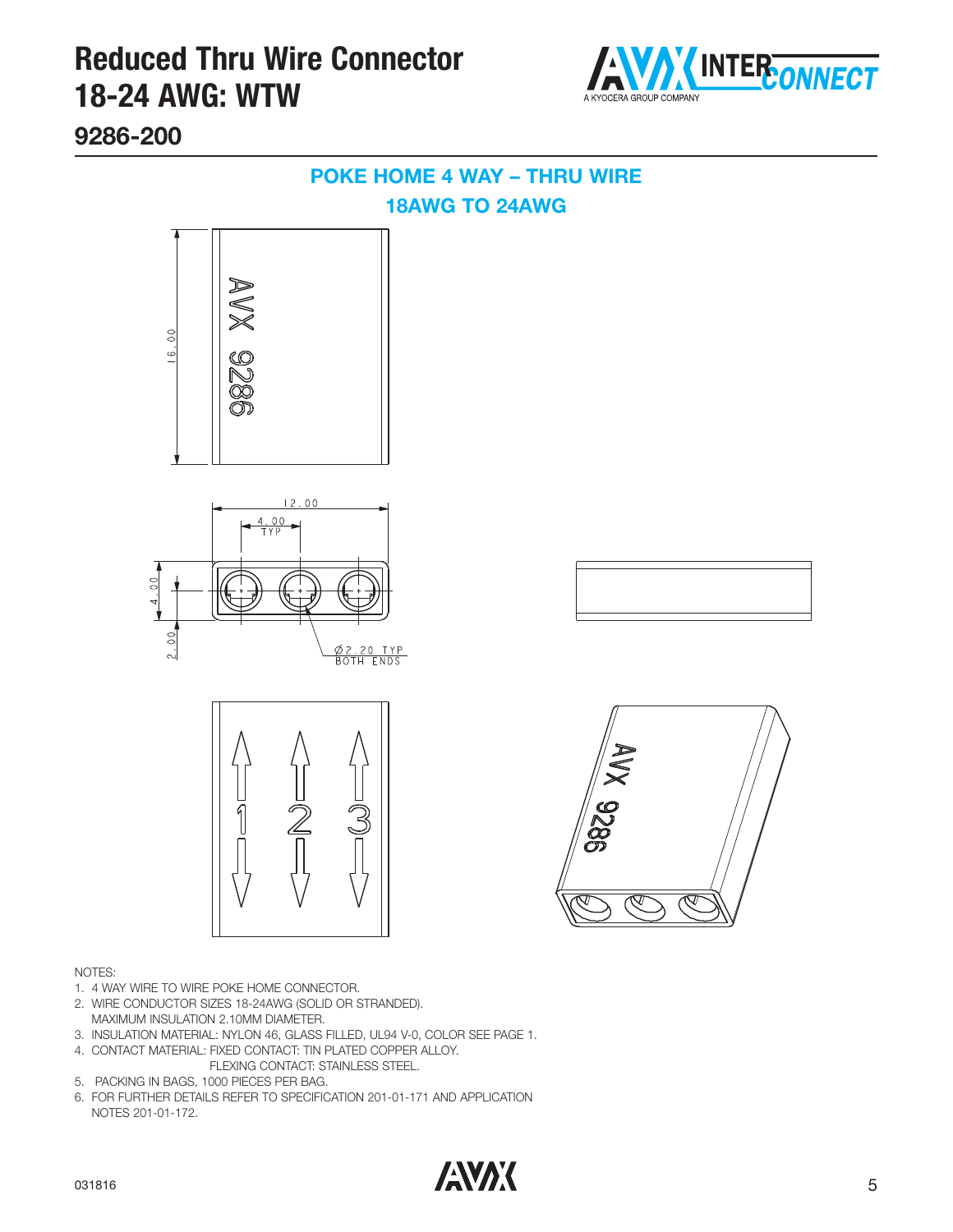# Reduced Thru Wire Connector 18-24 AWG: WTW

## 9286-200

### POKE HOME 4 WAY – THRU WIRE 18AWG TO 24AWG

16.00

AVX 9286

12.00

4.00 TYP

4.00

2.00

Ø2.20 TYP BOTH ENDS

1 2 3

AVX 9286

NOTES:

1. 4 WAY WIRE TO WIRE POKE HOME CONNECTOR.
2. WIRE CONDUCTOR SIZES 18-24AWG (SOLID OR STRANDED). MAXIMUM INSULATION 2.10MM DIAMETER.
3. INSULATION MATERIAL: NYLON 46, GLASS FILLED, UL94 V-0, COLOR SEE PAGE 1.
4. CONTACT MATERIAL: FIXED CONTACT: TIN PLATED COPPER ALLOY. FLEXING CONTACT: STAINLESS STEEL.
5. PACKING IN BAGS, 1000 PIECES PER BAG.
6. FOR FURTHER DETAILS REFER TO SPECIFICATION 201-01-171 AND APPLICATION NOTES 201-01-172.

031816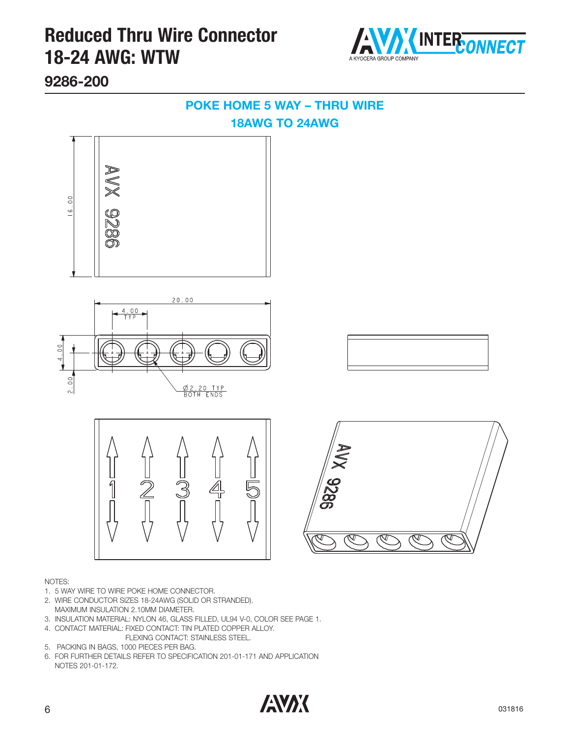# Reduced Thru Wire Connector 18-24 AWG: WTW

## 9286-200

### POKE HOME 5 WAY – THRU WIRE
### 18AWG TO 24AWG

AVX 9286

16.00

20.00

4.00 TYP

4.00

2.00

Ø2.20 TYP BOTH ENDS

1 2 3 4 5

AVX 9286

NOTES:

1. 5 WAY WIRE TO WIRE POKE HOME CONNECTOR.
2. WIRE CONDUCTOR SIZES 18-24AWG (SOLID OR STRANDED). MAXIMUM INSULATION 2.10MM DIAMETER.
3. INSULATION MATERIAL: NYLON 46, GLASS FILLED, UL94 V-0, COLOR SEE PAGE 1.
4. CONTACT MATERIAL: FIXED CONTACT: TIN PLATED COPPER ALLOY.
   FLEXING CONTACT: STAINLESS STEEL.
5. PACKING IN BAGS, 1000 PIECES PER BAG.
6. FOR FURTHER DETAILS REFER TO SPECIFICATION 201-01-171 AND APPLICATION NOTES 201-01-172.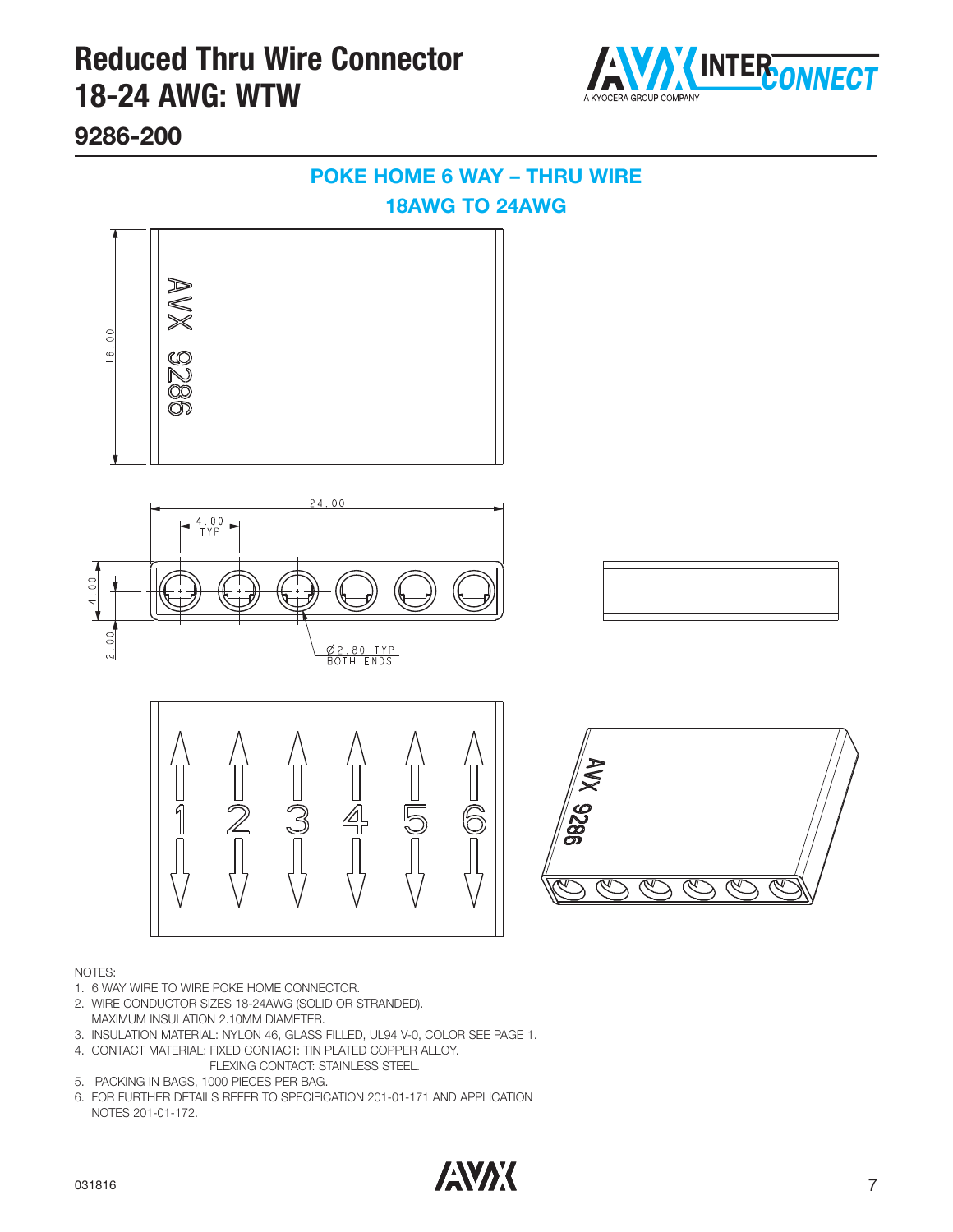# Reduced Thru Wire Connector
# 18-24 AWG: WTW

## 9286-200

### POKE HOME 6 WAY – THRU WIRE
### 18AWG TO 24AWG

16.00

AVX 9286

24.00

4.00 TYP

4.00

2.00

Ø2.80 TYP
BOTH ENDS

1 2 3 4 5 6

AVX 9286

NOTES:

1. 6 WAY WIRE TO WIRE POKE HOME CONNECTOR.
2. WIRE CONDUCTOR SIZES 18-24AWG (SOLID OR STRANDED).
   MAXIMUM INSULATION 2.10MM DIAMETER.
3. INSULATION MATERIAL: NYLON 46, GLASS FILLED, UL94 V-0, COLOR SEE PAGE 1.
4. CONTACT MATERIAL: FIXED CONTACT: TIN PLATED COPPER ALLOY.
   FLEXING CONTACT: STAINLESS STEEL.
5. PACKING IN BAGS, 1000 PIECES PER BAG.
6. FOR FURTHER DETAILS REFER TO SPECIFICATION 201-01-171 AND APPLICATION NOTES 201-01-172.

031816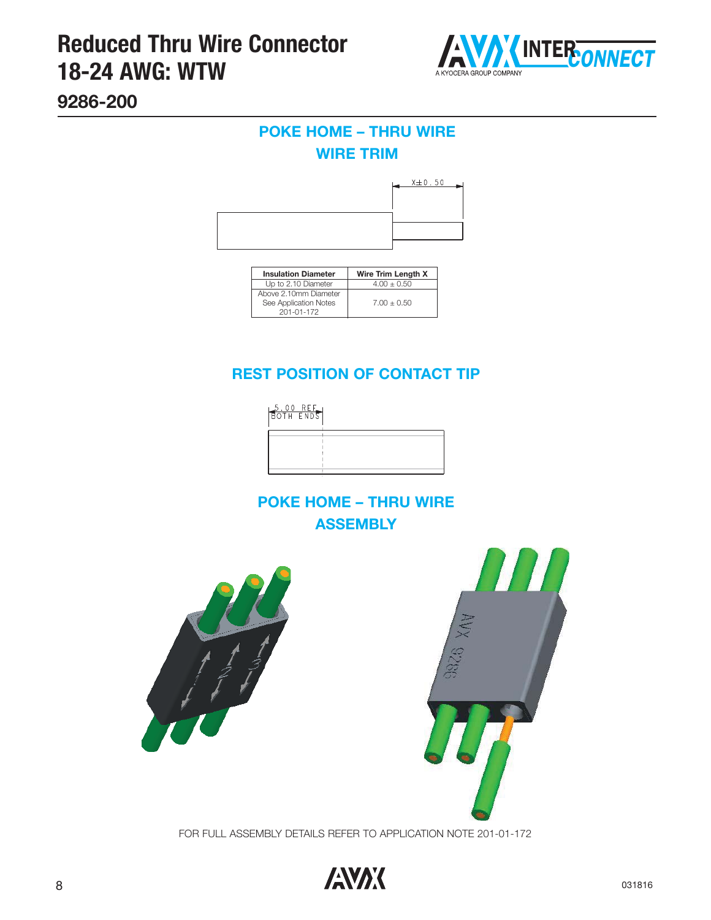# Reduced Thru Wire Connector 18-24 AWG: WTW

## 9286-200

### POKE HOME – THRU WIRE WIRE TRIM

X±0.50

| Insulation Diameter | Wire Trim Length X |
|---|---|
| Up to 2.10 Diameter | 4.00 ± 0.50 |
| Above 2.10mm Diameter See Application Notes 201-01-172 | 7.00 ± 0.50 |

### REST POSITION OF CONTACT TIP

5.00 REF BOTH ENDS

### POKE HOME – THRU WIRE ASSEMBLY

FOR FULL ASSEMBLY DETAILS REFER TO APPLICATION NOTE 201-01-172